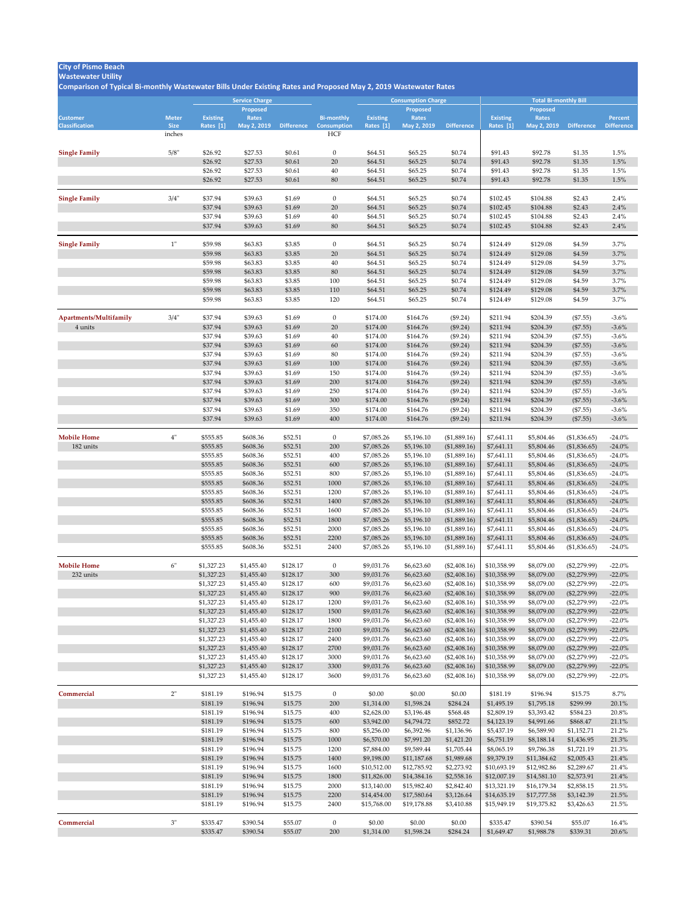**City of Pismo Beach**
**Wastewater Utility**
**Comparison of Typical Bi-monthly Wastewater Bills Under Existing Rates and Proposed May 2, 2019 Wastewater Rates**

| | | Service Charge | | | | Consumption Charge | | | Total Bi-monthly Bill | | | |
|---|---|---|---|---|---|---|---|---|---|---|---|---|
| Customer Classification | Meter Size | Existing Rates [1] | Proposed Rates May 2, 2019 | Difference | Bi-monthly Consumption | Existing Rates [1] | Proposed Rates May 2, 2019 | Difference | Existing Rates [1] | Proposed Rates May 2, 2019 | Difference | Percent Difference |
| | inches | | | | HCF | | | | | | | |
| **Single Family** | 5/8" | $26.92 | $27.53 | $0.61 | 0 | $64.51 | $65.25 | $0.74 | $91.43 | $92.78 | $1.35 | 1.5% |
| | | $26.92 | $27.53 | $0.61 | 20 | $64.51 | $65.25 | $0.74 | $91.43 | $92.78 | $1.35 | 1.5% |
| | | $26.92 | $27.53 | $0.61 | 40 | $64.51 | $65.25 | $0.74 | $91.43 | $92.78 | $1.35 | 1.5% |
| | | $26.92 | $27.53 | $0.61 | 80 | $64.51 | $65.25 | $0.74 | $91.43 | $92.78 | $1.35 | 1.5% |
| **Single Family** | 3/4" | $37.94 | $39.63 | $1.69 | 0 | $64.51 | $65.25 | $0.74 | $102.45 | $104.88 | $2.43 | 2.4% |
| | | $37.94 | $39.63 | $1.69 | 20 | $64.51 | $65.25 | $0.74 | $102.45 | $104.88 | $2.43 | 2.4% |
| | | $37.94 | $39.63 | $1.69 | 40 | $64.51 | $65.25 | $0.74 | $102.45 | $104.88 | $2.43 | 2.4% |
| | | $37.94 | $39.63 | $1.69 | 80 | $64.51 | $65.25 | $0.74 | $102.45 | $104.88 | $2.43 | 2.4% |
| **Single Family** | 1" | $59.98 | $63.83 | $3.85 | 0 | $64.51 | $65.25 | $0.74 | $124.49 | $129.08 | $4.59 | 3.7% |
| | | $59.98 | $63.83 | $3.85 | 20 | $64.51 | $65.25 | $0.74 | $124.49 | $129.08 | $4.59 | 3.7% |
| | | $59.98 | $63.83 | $3.85 | 40 | $64.51 | $65.25 | $0.74 | $124.49 | $129.08 | $4.59 | 3.7% |
| | | $59.98 | $63.83 | $3.85 | 80 | $64.51 | $65.25 | $0.74 | $124.49 | $129.08 | $4.59 | 3.7% |
| | | $59.98 | $63.83 | $3.85 | 100 | $64.51 | $65.25 | $0.74 | $124.49 | $129.08 | $4.59 | 3.7% |
| | | $59.98 | $63.83 | $3.85 | 110 | $64.51 | $65.25 | $0.74 | $124.49 | $129.08 | $4.59 | 3.7% |
| | | $59.98 | $63.83 | $3.85 | 120 | $64.51 | $65.25 | $0.74 | $124.49 | $129.08 | $4.59 | 3.7% |
| **Apartments/Multifamily** | 3/4" | $37.94 | $39.63 | $1.69 | 0 | $174.00 | $164.76 | ($9.24) | $211.94 | $204.39 | ($7.55) | -3.6% |
| 4 units | | $37.94 | $39.63 | $1.69 | 20 | $174.00 | $164.76 | ($9.24) | $211.94 | $204.39 | ($7.55) | -3.6% |
| | | $37.94 | $39.63 | $1.69 | 40 | $174.00 | $164.76 | ($9.24) | $211.94 | $204.39 | ($7.55) | -3.6% |
| | | $37.94 | $39.63 | $1.69 | 60 | $174.00 | $164.76 | ($9.24) | $211.94 | $204.39 | ($7.55) | -3.6% |
| | | $37.94 | $39.63 | $1.69 | 80 | $174.00 | $164.76 | ($9.24) | $211.94 | $204.39 | ($7.55) | -3.6% |
| | | $37.94 | $39.63 | $1.69 | 100 | $174.00 | $164.76 | ($9.24) | $211.94 | $204.39 | ($7.55) | -3.6% |
| | | $37.94 | $39.63 | $1.69 | 150 | $174.00 | $164.76 | ($9.24) | $211.94 | $204.39 | ($7.55) | -3.6% |
| | | $37.94 | $39.63 | $1.69 | 200 | $174.00 | $164.76 | ($9.24) | $211.94 | $204.39 | ($7.55) | -3.6% |
| | | $37.94 | $39.63 | $1.69 | 250 | $174.00 | $164.76 | ($9.24) | $211.94 | $204.39 | ($7.55) | -3.6% |
| | | $37.94 | $39.63 | $1.69 | 300 | $174.00 | $164.76 | ($9.24) | $211.94 | $204.39 | ($7.55) | -3.6% |
| | | $37.94 | $39.63 | $1.69 | 350 | $174.00 | $164.76 | ($9.24) | $211.94 | $204.39 | ($7.55) | -3.6% |
| | | $37.94 | $39.63 | $1.69 | 400 | $174.00 | $164.76 | ($9.24) | $211.94 | $204.39 | ($7.55) | -3.6% |
| **Mobile Home** | 4" | $555.85 | $608.36 | $52.51 | 0 | $7,085.26 | $5,196.10 | ($1,889.16) | $7,641.11 | $5,804.46 | ($1,836.65) | -24.0% |
| 182 units | | $555.85 | $608.36 | $52.51 | 200 | $7,085.26 | $5,196.10 | ($1,889.16) | $7,641.11 | $5,804.46 | ($1,836.65) | -24.0% |
| | | $555.85 | $608.36 | $52.51 | 400 | $7,085.26 | $5,196.10 | ($1,889.16) | $7,641.11 | $5,804.46 | ($1,836.65) | -24.0% |
| | | $555.85 | $608.36 | $52.51 | 600 | $7,085.26 | $5,196.10 | ($1,889.16) | $7,641.11 | $5,804.46 | ($1,836.65) | -24.0% |
| | | $555.85 | $608.36 | $52.51 | 800 | $7,085.26 | $5,196.10 | ($1,889.16) | $7,641.11 | $5,804.46 | ($1,836.65) | -24.0% |
| | | $555.85 | $608.36 | $52.51 | 1000 | $7,085.26 | $5,196.10 | ($1,889.16) | $7,641.11 | $5,804.46 | ($1,836.65) | -24.0% |
| | | $555.85 | $608.36 | $52.51 | 1200 | $7,085.26 | $5,196.10 | ($1,889.16) | $7,641.11 | $5,804.46 | ($1,836.65) | -24.0% |
| | | $555.85 | $608.36 | $52.51 | 1400 | $7,085.26 | $5,196.10 | ($1,889.16) | $7,641.11 | $5,804.46 | ($1,836.65) | -24.0% |
| | | $555.85 | $608.36 | $52.51 | 1600 | $7,085.26 | $5,196.10 | ($1,889.16) | $7,641.11 | $5,804.46 | ($1,836.65) | -24.0% |
| | | $555.85 | $608.36 | $52.51 | 1800 | $7,085.26 | $5,196.10 | ($1,889.16) | $7,641.11 | $5,804.46 | ($1,836.65) | -24.0% |
| | | $555.85 | $608.36 | $52.51 | 2000 | $7,085.26 | $5,196.10 | ($1,889.16) | $7,641.11 | $5,804.46 | ($1,836.65) | -24.0% |
| | | $555.85 | $608.36 | $52.51 | 2200 | $7,085.26 | $5,196.10 | ($1,889.16) | $7,641.11 | $5,804.46 | ($1,836.65) | -24.0% |
| | | $555.85 | $608.36 | $52.51 | 2400 | $7,085.26 | $5,196.10 | ($1,889.16) | $7,641.11 | $5,804.46 | ($1,836.65) | -24.0% |
| **Mobile Home** | 6" | $1,327.23 | $1,455.40 | $128.17 | 0 | $9,031.76 | $6,623.60 | ($2,408.16) | $10,358.99 | $8,079.00 | ($2,279.99) | -22.0% |
| 232 units | | $1,327.23 | $1,455.40 | $128.17 | 300 | $9,031.76 | $6,623.60 | ($2,408.16) | $10,358.99 | $8,079.00 | ($2,279.99) | -22.0% |
| | | $1,327.23 | $1,455.40 | $128.17 | 600 | $9,031.76 | $6,623.60 | ($2,408.16) | $10,358.99 | $8,079.00 | ($2,279.99) | -22.0% |
| | | $1,327.23 | $1,455.40 | $128.17 | 900 | $9,031.76 | $6,623.60 | ($2,408.16) | $10,358.99 | $8,079.00 | ($2,279.99) | -22.0% |
| | | $1,327.23 | $1,455.40 | $128.17 | 1200 | $9,031.76 | $6,623.60 | ($2,408.16) | $10,358.99 | $8,079.00 | ($2,279.99) | -22.0% |
| | | $1,327.23 | $1,455.40 | $128.17 | 1500 | $9,031.76 | $6,623.60 | ($2,408.16) | $10,358.99 | $8,079.00 | ($2,279.99) | -22.0% |
| | | $1,327.23 | $1,455.40 | $128.17 | 1800 | $9,031.76 | $6,623.60 | ($2,408.16) | $10,358.99 | $8,079.00 | ($2,279.99) | -22.0% |
| | | $1,327.23 | $1,455.40 | $128.17 | 2100 | $9,031.76 | $6,623.60 | ($2,408.16) | $10,358.99 | $8,079.00 | ($2,279.99) | -22.0% |
| | | $1,327.23 | $1,455.40 | $128.17 | 2400 | $9,031.76 | $6,623.60 | ($2,408.16) | $10,358.99 | $8,079.00 | ($2,279.99) | -22.0% |
| | | $1,327.23 | $1,455.40 | $128.17 | 2700 | $9,031.76 | $6,623.60 | ($2,408.16) | $10,358.99 | $8,079.00 | ($2,279.99) | -22.0% |
| | | $1,327.23 | $1,455.40 | $128.17 | 3000 | $9,031.76 | $6,623.60 | ($2,408.16) | $10,358.99 | $8,079.00 | ($2,279.99) | -22.0% |
| | | $1,327.23 | $1,455.40 | $128.17 | 3300 | $9,031.76 | $6,623.60 | ($2,408.16) | $10,358.99 | $8,079.00 | ($2,279.99) | -22.0% |
| | | $1,327.23 | $1,455.40 | $128.17 | 3600 | $9,031.76 | $6,623.60 | ($2,408.16) | $10,358.99 | $8,079.00 | ($2,279.99) | -22.0% |
| **Commercial** | 2" | $181.19 | $196.94 | $15.75 | 0 | $0.00 | $0.00 | $0.00 | $181.19 | $196.94 | $15.75 | 8.7% |
| | | $181.19 | $196.94 | $15.75 | 200 | $1,314.00 | $1,598.24 | $284.24 | $1,495.19 | $1,795.18 | $299.99 | 20.1% |
| | | $181.19 | $196.94 | $15.75 | 400 | $2,628.00 | $3,196.48 | $568.48 | $2,809.19 | $3,393.42 | $584.23 | 20.8% |
| | | $181.19 | $196.94 | $15.75 | 600 | $3,942.00 | $4,794.72 | $852.72 | $4,123.19 | $4,991.66 | $868.47 | 21.1% |
| | | $181.19 | $196.94 | $15.75 | 800 | $5,256.00 | $6,392.96 | $1,136.96 | $5,437.19 | $6,589.90 | $1,152.71 | 21.2% |
| | | $181.19 | $196.94 | $15.75 | 1000 | $6,570.00 | $7,991.20 | $1,421.20 | $6,751.19 | $8,188.14 | $1,436.95 | 21.3% |
| | | $181.19 | $196.94 | $15.75 | 1200 | $7,884.00 | $9,589.44 | $1,705.44 | $8,065.19 | $9,786.38 | $1,721.19 | 21.3% |
| | | $181.19 | $196.94 | $15.75 | 1400 | $9,198.00 | $11,187.68 | $1,989.68 | $9,379.19 | $11,384.62 | $2,005.43 | 21.4% |
| | | $181.19 | $196.94 | $15.75 | 1600 | $10,512.00 | $12,785.92 | $2,273.92 | $10,693.19 | $12,982.86 | $2,289.67 | 21.4% |
| | | $181.19 | $196.94 | $15.75 | 1800 | $11,826.00 | $14,384.16 | $2,558.16 | $12,007.19 | $14,581.10 | $2,573.91 | 21.4% |
| | | $181.19 | $196.94 | $15.75 | 2000 | $13,140.00 | $15,982.40 | $2,842.40 | $13,321.19 | $16,179.34 | $2,858.15 | 21.5% |
| | | $181.19 | $196.94 | $15.75 | 2200 | $14,454.00 | $17,580.64 | $3,126.64 | $14,635.19 | $17,777.58 | $3,142.39 | 21.5% |
| | | $181.19 | $196.94 | $15.75 | 2400 | $15,768.00 | $19,178.88 | $3,410.88 | $15,949.19 | $19,375.82 | $3,426.63 | 21.5% |
| **Commercial** | 3" | $335.47 | $390.54 | $55.07 | 0 | $0.00 | $0.00 | $0.00 | $335.47 | $390.54 | $55.07 | 16.4% |
| | | $335.47 | $390.54 | $55.07 | 200 | $1,314.00 | $1,598.24 | $284.24 | $1,649.47 | $1,988.78 | $339.31 | 20.6% |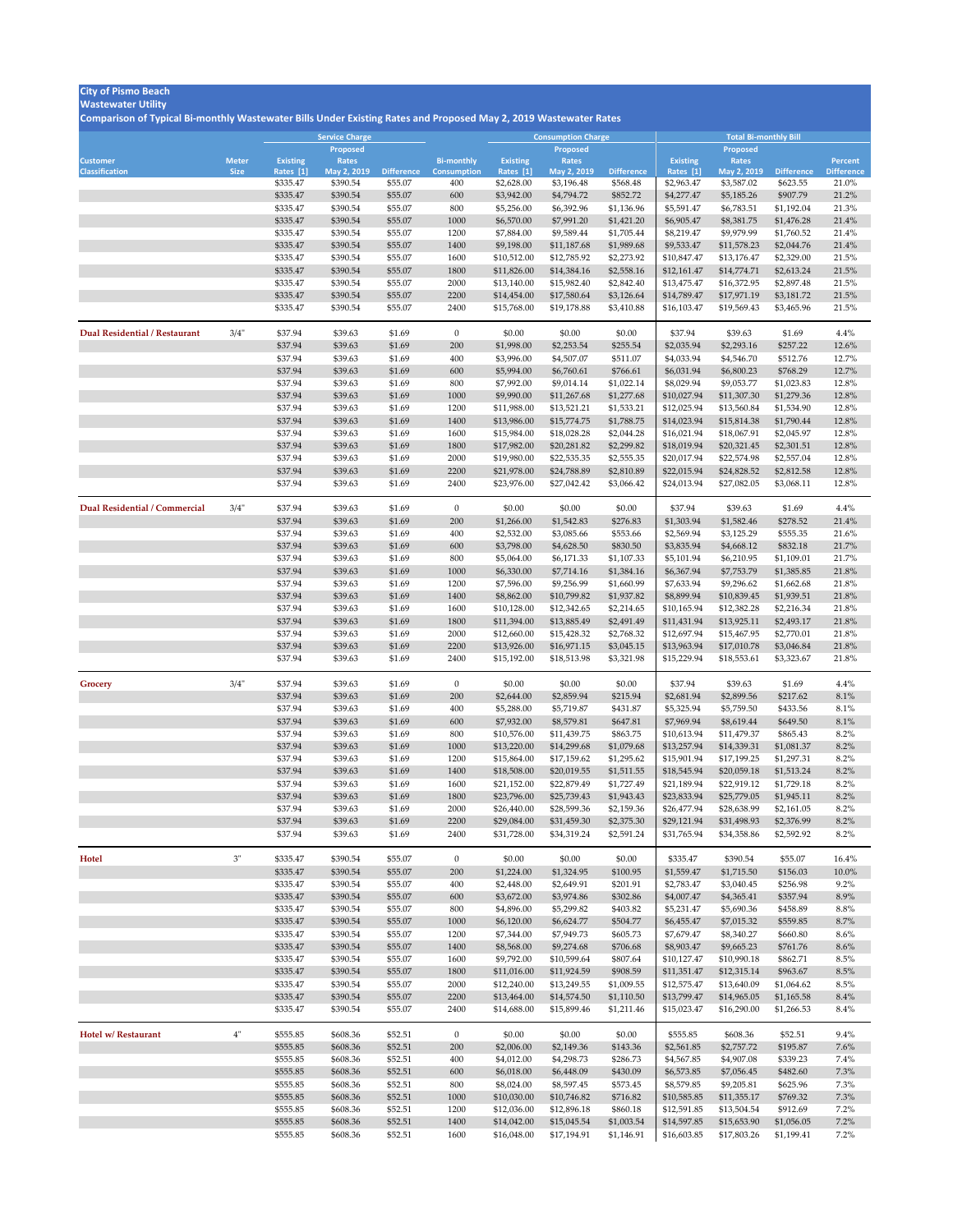**City of Pismo Beach**
**Wastewater Utility**
**Comparison of Typical Bi-monthly Wastewater Bills Under Existing Rates and Proposed May 2, 2019 Wastewater Rates**

| | | Service Charge | | | | Consumption Charge | | | Total Bi-monthly Bill | | | |
|---|---|---|---|---|---|---|---|---|---|---|---|---|
| Customer Classification | Meter Size | Existing Rates [1] | Proposed Rates May 2, 2019 | Difference | Bi-monthly Consumption | Existing Rates [1] | Proposed Rates May 2, 2019 | Difference | Existing Rates [1] | Proposed Rates May 2, 2019 | Difference | Percent Difference |
| | | $335.47 | $390.54 | $55.07 | 400 | $2,628.00 | $3,196.48 | $568.48 | $2,963.47 | $3,587.02 | $623.55 | 21.0% |
| | | $335.47 | $390.54 | $55.07 | 600 | $3,942.00 | $4,794.72 | $852.72 | $4,277.47 | $5,185.26 | $907.79 | 21.2% |
| | | $335.47 | $390.54 | $55.07 | 800 | $5,256.00 | $6,392.96 | $1,136.96 | $5,591.47 | $6,783.51 | $1,192.04 | 21.3% |
| | | $335.47 | $390.54 | $55.07 | 1000 | $6,570.00 | $7,991.20 | $1,421.20 | $6,905.47 | $8,381.75 | $1,476.28 | 21.4% |
| | | $335.47 | $390.54 | $55.07 | 1200 | $7,884.00 | $9,589.44 | $1,705.44 | $8,219.47 | $9,979.99 | $1,760.52 | 21.4% |
| | | $335.47 | $390.54 | $55.07 | 1400 | $9,198.00 | $11,187.68 | $1,989.68 | $9,533.47 | $11,578.23 | $2,044.76 | 21.4% |
| | | $335.47 | $390.54 | $55.07 | 1600 | $10,512.00 | $12,785.92 | $2,273.92 | $10,847.47 | $13,176.47 | $2,329.00 | 21.5% |
| | | $335.47 | $390.54 | $55.07 | 1800 | $11,826.00 | $14,384.16 | $2,558.16 | $12,161.47 | $14,774.71 | $2,613.24 | 21.5% |
| | | $335.47 | $390.54 | $55.07 | 2000 | $13,140.00 | $15,982.40 | $2,842.40 | $13,475.47 | $16,372.95 | $2,897.48 | 21.5% |
| | | $335.47 | $390.54 | $55.07 | 2200 | $14,454.00 | $17,580.64 | $3,126.64 | $14,789.47 | $17,971.19 | $3,181.72 | 21.5% |
| | | $335.47 | $390.54 | $55.07 | 2400 | $15,768.00 | $19,178.88 | $3,410.88 | $16,103.47 | $19,569.43 | $3,465.96 | 21.5% |
| **Dual Residential / Restaurant** | 3/4" | $37.94 | $39.63 | $1.69 | 0 | $0.00 | $0.00 | $0.00 | $37.94 | $39.63 | $1.69 | 4.4% |
| | | $37.94 | $39.63 | $1.69 | 200 | $1,998.00 | $2,253.54 | $255.54 | $2,035.94 | $2,293.16 | $257.22 | 12.6% |
| | | $37.94 | $39.63 | $1.69 | 400 | $3,996.00 | $4,507.07 | $511.07 | $4,033.94 | $4,546.70 | $512.76 | 12.7% |
| | | $37.94 | $39.63 | $1.69 | 600 | $5,994.00 | $6,760.61 | $766.61 | $6,031.94 | $6,800.23 | $768.29 | 12.7% |
| | | $37.94 | $39.63 | $1.69 | 800 | $7,992.00 | $9,014.14 | $1,022.14 | $8,029.94 | $9,053.77 | $1,023.83 | 12.8% |
| | | $37.94 | $39.63 | $1.69 | 1000 | $9,990.00 | $11,267.68 | $1,277.68 | $10,027.94 | $11,307.30 | $1,279.36 | 12.8% |
| | | $37.94 | $39.63 | $1.69 | 1200 | $11,988.00 | $13,521.21 | $1,533.21 | $12,025.94 | $13,560.84 | $1,534.90 | 12.8% |
| | | $37.94 | $39.63 | $1.69 | 1400 | $13,986.00 | $15,774.75 | $1,788.75 | $14,023.94 | $15,814.38 | $1,790.44 | 12.8% |
| | | $37.94 | $39.63 | $1.69 | 1600 | $15,984.00 | $18,028.28 | $2,044.28 | $16,021.94 | $18,067.91 | $2,045.97 | 12.8% |
| | | $37.94 | $39.63 | $1.69 | 1800 | $17,982.00 | $20,281.82 | $2,299.82 | $18,019.94 | $20,321.45 | $2,301.51 | 12.8% |
| | | $37.94 | $39.63 | $1.69 | 2000 | $19,980.00 | $22,535.35 | $2,555.35 | $20,017.94 | $22,574.98 | $2,557.04 | 12.8% |
| | | $37.94 | $39.63 | $1.69 | 2200 | $21,978.00 | $24,788.89 | $2,810.89 | $22,015.94 | $24,828.52 | $2,812.58 | 12.8% |
| | | $37.94 | $39.63 | $1.69 | 2400 | $23,976.00 | $27,042.42 | $3,066.42 | $24,013.94 | $27,082.05 | $3,068.11 | 12.8% |
| **Dual Residential / Commercial** | 3/4" | $37.94 | $39.63 | $1.69 | 0 | $0.00 | $0.00 | $0.00 | $37.94 | $39.63 | $1.69 | 4.4% |
| | | $37.94 | $39.63 | $1.69 | 200 | $1,266.00 | $1,542.83 | $276.83 | $1,303.94 | $1,582.46 | $278.52 | 21.4% |
| | | $37.94 | $39.63 | $1.69 | 400 | $2,532.00 | $3,085.66 | $553.66 | $2,569.94 | $3,125.29 | $555.35 | 21.6% |
| | | $37.94 | $39.63 | $1.69 | 600 | $3,798.00 | $4,628.50 | $830.50 | $3,835.94 | $4,668.12 | $832.18 | 21.7% |
| | | $37.94 | $39.63 | $1.69 | 800 | $5,064.00 | $6,171.33 | $1,107.33 | $5,101.94 | $6,210.95 | $1,109.01 | 21.7% |
| | | $37.94 | $39.63 | $1.69 | 1000 | $6,330.00 | $7,714.16 | $1,384.16 | $6,367.94 | $7,753.79 | $1,385.85 | 21.8% |
| | | $37.94 | $39.63 | $1.69 | 1200 | $7,596.00 | $9,256.99 | $1,660.99 | $7,633.94 | $9,296.62 | $1,662.68 | 21.8% |
| | | $37.94 | $39.63 | $1.69 | 1400 | $8,862.00 | $10,799.82 | $1,937.82 | $8,899.94 | $10,839.45 | $1,939.51 | 21.8% |
| | | $37.94 | $39.63 | $1.69 | 1600 | $10,128.00 | $12,342.65 | $2,214.65 | $10,165.94 | $12,382.28 | $2,216.34 | 21.8% |
| | | $37.94 | $39.63 | $1.69 | 1800 | $11,394.00 | $13,885.49 | $2,491.49 | $11,431.94 | $13,925.11 | $2,493.17 | 21.8% |
| | | $37.94 | $39.63 | $1.69 | 2000 | $12,660.00 | $15,428.32 | $2,768.32 | $12,697.94 | $15,467.95 | $2,770.01 | 21.8% |
| | | $37.94 | $39.63 | $1.69 | 2200 | $13,926.00 | $16,971.15 | $3,045.15 | $13,963.94 | $17,010.78 | $3,046.84 | 21.8% |
| | | $37.94 | $39.63 | $1.69 | 2400 | $15,192.00 | $18,513.98 | $3,321.98 | $15,229.94 | $18,553.61 | $3,323.67 | 21.8% |
| **Grocery** | 3/4" | $37.94 | $39.63 | $1.69 | 0 | $0.00 | $0.00 | $0.00 | $37.94 | $39.63 | $1.69 | 4.4% |
| | | $37.94 | $39.63 | $1.69 | 200 | $2,644.00 | $2,859.94 | $215.94 | $2,681.94 | $2,899.56 | $217.62 | 8.1% |
| | | $37.94 | $39.63 | $1.69 | 400 | $5,288.00 | $5,719.87 | $431.87 | $5,325.94 | $5,759.50 | $433.56 | 8.1% |
| | | $37.94 | $39.63 | $1.69 | 600 | $7,932.00 | $8,579.81 | $647.81 | $7,969.94 | $8,619.44 | $649.50 | 8.1% |
| | | $37.94 | $39.63 | $1.69 | 800 | $10,576.00 | $11,439.75 | $863.75 | $10,613.94 | $11,479.37 | $865.43 | 8.2% |
| | | $37.94 | $39.63 | $1.69 | 1000 | $13,220.00 | $14,299.68 | $1,079.68 | $13,257.94 | $14,339.31 | $1,081.37 | 8.2% |
| | | $37.94 | $39.63 | $1.69 | 1200 | $15,864.00 | $17,159.62 | $1,295.62 | $15,901.94 | $17,199.25 | $1,297.31 | 8.2% |
| | | $37.94 | $39.63 | $1.69 | 1400 | $18,508.00 | $20,019.55 | $1,511.55 | $18,545.94 | $20,059.18 | $1,513.24 | 8.2% |
| | | $37.94 | $39.63 | $1.69 | 1600 | $21,152.00 | $22,879.49 | $1,727.49 | $21,189.94 | $22,919.12 | $1,729.18 | 8.2% |
| | | $37.94 | $39.63 | $1.69 | 1800 | $23,796.00 | $25,739.43 | $1,943.43 | $23,833.94 | $25,779.05 | $1,945.11 | 8.2% |
| | | $37.94 | $39.63 | $1.69 | 2000 | $26,440.00 | $28,599.36 | $2,159.36 | $26,477.94 | $28,638.99 | $2,161.05 | 8.2% |
| | | $37.94 | $39.63 | $1.69 | 2200 | $29,084.00 | $31,459.30 | $2,375.30 | $29,121.94 | $31,498.93 | $2,376.99 | 8.2% |
| | | $37.94 | $39.63 | $1.69 | 2400 | $31,728.00 | $34,319.24 | $2,591.24 | $31,765.94 | $34,358.86 | $2,592.92 | 8.2% |
| **Hotel** | 3" | $335.47 | $390.54 | $55.07 | 0 | $0.00 | $0.00 | $0.00 | $335.47 | $390.54 | $55.07 | 16.4% |
| | | $335.47 | $390.54 | $55.07 | 200 | $1,224.00 | $1,324.95 | $100.95 | $1,559.47 | $1,715.50 | $156.03 | 10.0% |
| | | $335.47 | $390.54 | $55.07 | 400 | $2,448.00 | $2,649.91 | $201.91 | $2,783.47 | $3,040.45 | $256.98 | 9.2% |
| | | $335.47 | $390.54 | $55.07 | 600 | $3,672.00 | $3,974.86 | $302.86 | $4,007.47 | $4,365.41 | $357.94 | 8.9% |
| | | $335.47 | $390.54 | $55.07 | 800 | $4,896.00 | $5,299.82 | $403.82 | $5,231.47 | $5,690.36 | $458.89 | 8.8% |
| | | $335.47 | $390.54 | $55.07 | 1000 | $6,120.00 | $6,624.77 | $504.77 | $6,455.47 | $7,015.32 | $559.85 | 8.7% |
| | | $335.47 | $390.54 | $55.07 | 1200 | $7,344.00 | $7,949.73 | $605.73 | $7,679.47 | $8,340.27 | $660.80 | 8.6% |
| | | $335.47 | $390.54 | $55.07 | 1400 | $8,568.00 | $9,274.68 | $706.68 | $8,903.47 | $9,665.23 | $761.76 | 8.6% |
| | | $335.47 | $390.54 | $55.07 | 1600 | $9,792.00 | $10,599.64 | $807.64 | $10,127.47 | $10,990.18 | $862.71 | 8.5% |
| | | $335.47 | $390.54 | $55.07 | 1800 | $11,016.00 | $11,924.59 | $908.59 | $11,351.47 | $12,315.14 | $963.67 | 8.5% |
| | | $335.47 | $390.54 | $55.07 | 2000 | $12,240.00 | $13,249.55 | $1,009.55 | $12,575.47 | $13,640.09 | $1,064.62 | 8.5% |
| | | $335.47 | $390.54 | $55.07 | 2200 | $13,464.00 | $14,574.50 | $1,110.50 | $13,799.47 | $14,965.05 | $1,165.58 | 8.4% |
| | | $335.47 | $390.54 | $55.07 | 2400 | $14,688.00 | $15,899.46 | $1,211.46 | $15,023.47 | $16,290.00 | $1,266.53 | 8.4% |
| **Hotel w/ Restaurant** | 4" | $555.85 | $608.36 | $52.51 | 0 | $0.00 | $0.00 | $0.00 | $555.85 | $608.36 | $52.51 | 9.4% |
| | | $555.85 | $608.36 | $52.51 | 200 | $2,006.00 | $2,149.36 | $143.36 | $2,561.85 | $2,757.72 | $195.87 | 7.6% |
| | | $555.85 | $608.36 | $52.51 | 400 | $4,012.00 | $4,298.73 | $286.73 | $4,567.85 | $4,907.08 | $339.23 | 7.4% |
| | | $555.85 | $608.36 | $52.51 | 600 | $6,018.00 | $6,448.09 | $430.09 | $6,573.85 | $7,056.45 | $482.60 | 7.3% |
| | | $555.85 | $608.36 | $52.51 | 800 | $8,024.00 | $8,597.45 | $573.45 | $8,579.85 | $9,205.81 | $625.96 | 7.3% |
| | | $555.85 | $608.36 | $52.51 | 1000 | $10,030.00 | $10,746.82 | $716.82 | $10,585.85 | $11,355.17 | $769.32 | 7.3% |
| | | $555.85 | $608.36 | $52.51 | 1200 | $12,036.00 | $12,896.18 | $860.18 | $12,591.85 | $13,504.54 | $912.69 | 7.2% |
| | | $555.85 | $608.36 | $52.51 | 1400 | $14,042.00 | $15,045.54 | $1,003.54 | $14,597.85 | $15,653.90 | $1,056.05 | 7.2% |
| | | $555.85 | $608.36 | $52.51 | 1600 | $16,048.00 | $17,194.91 | $1,146.91 | $16,603.85 | $17,803.26 | $1,199.41 | 7.2% |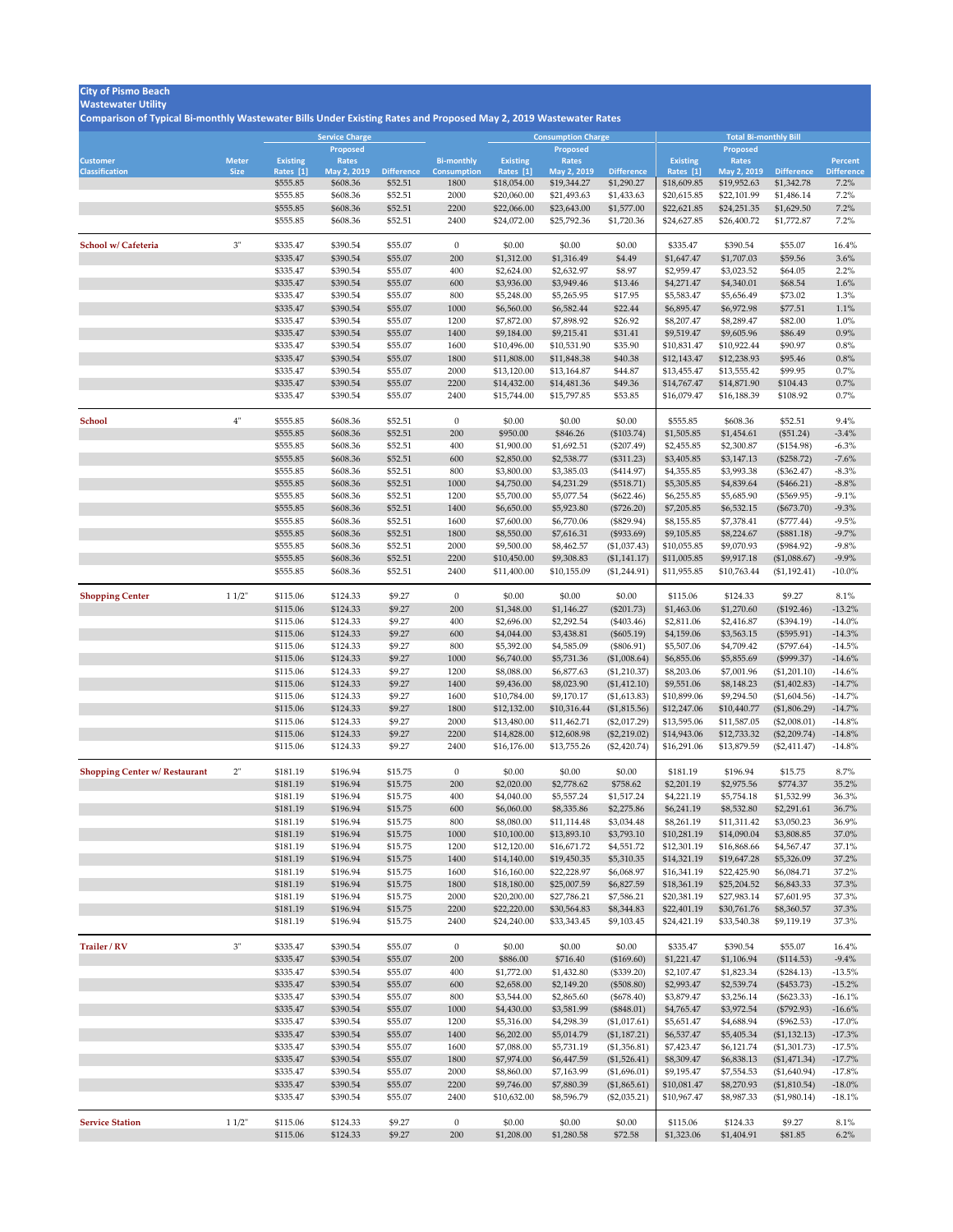**City of Pismo Beach**
**Wastewater Utility**
**Comparison of Typical Bi-monthly Wastewater Bills Under Existing Rates and Proposed May 2, 2019 Wastewater Rates**

| | | Service Charge | | | | Consumption Charge | | | Total Bi-monthly Bill | | | |
|---|---|---|---|---|---|---|---|---|---|---|---|---|
| Customer Classification | Meter Size | Existing Rates [1] | Proposed Rates May 2, 2019 | Difference | Bi-monthly Consumption | Existing Rates [1] | Proposed Rates May 2, 2019 | Difference | Existing Rates [1] | Proposed Rates May 2, 2019 | Difference | Percent Difference |
| | | $555.85 | $608.36 | $52.51 | 1800 | $18,054.00 | $19,344.27 | $1,290.27 | $18,609.85 | $19,952.63 | $1,342.78 | 7.2% |
| | | $555.85 | $608.36 | $52.51 | 2000 | $20,060.00 | $21,493.63 | $1,433.63 | $20,615.85 | $22,101.99 | $1,486.14 | 7.2% |
| | | $555.85 | $608.36 | $52.51 | 2200 | $22,066.00 | $23,643.00 | $1,577.00 | $22,621.85 | $24,251.35 | $1,629.50 | 7.2% |
| | | $555.85 | $608.36 | $52.51 | 2400 | $24,072.00 | $25,792.36 | $1,720.36 | $24,627.85 | $26,400.72 | $1,772.87 | 7.2% |
| **School w/ Cafeteria** | 3" | $335.47 | $390.54 | $55.07 | 0 | $0.00 | $0.00 | $0.00 | $335.47 | $390.54 | $55.07 | 16.4% |
| | | $335.47 | $390.54 | $55.07 | 200 | $1,312.00 | $1,316.49 | $4.49 | $1,647.47 | $1,707.03 | $59.56 | 3.6% |
| | | $335.47 | $390.54 | $55.07 | 400 | $2,624.00 | $2,632.97 | $8.97 | $2,959.47 | $3,023.52 | $64.05 | 2.2% |
| | | $335.47 | $390.54 | $55.07 | 600 | $3,936.00 | $3,949.46 | $13.46 | $4,271.47 | $4,340.01 | $68.54 | 1.6% |
| | | $335.47 | $390.54 | $55.07 | 800 | $5,248.00 | $5,265.95 | $17.95 | $5,583.47 | $5,656.49 | $73.02 | 1.3% |
| | | $335.47 | $390.54 | $55.07 | 1000 | $6,560.00 | $6,582.44 | $22.44 | $6,895.47 | $6,972.98 | $77.51 | 1.1% |
| | | $335.47 | $390.54 | $55.07 | 1200 | $7,872.00 | $7,898.92 | $26.92 | $8,207.47 | $8,289.47 | $82.00 | 1.0% |
| | | $335.47 | $390.54 | $55.07 | 1400 | $9,184.00 | $9,215.41 | $31.41 | $9,519.47 | $9,605.96 | $86.49 | 0.9% |
| | | $335.47 | $390.54 | $55.07 | 1600 | $10,496.00 | $10,531.90 | $35.90 | $10,831.47 | $10,922.44 | $90.97 | 0.8% |
| | | $335.47 | $390.54 | $55.07 | 1800 | $11,808.00 | $11,848.38 | $40.38 | $12,143.47 | $12,238.93 | $95.46 | 0.8% |
| | | $335.47 | $390.54 | $55.07 | 2000 | $13,120.00 | $13,164.87 | $44.87 | $13,455.47 | $13,555.42 | $99.95 | 0.7% |
| | | $335.47 | $390.54 | $55.07 | 2200 | $14,432.00 | $14,481.36 | $49.36 | $14,767.47 | $14,871.90 | $104.43 | 0.7% |
| | | $335.47 | $390.54 | $55.07 | 2400 | $15,744.00 | $15,797.85 | $53.85 | $16,079.47 | $16,188.39 | $108.92 | 0.7% |
| **School** | 4" | $555.85 | $608.36 | $52.51 | 0 | $0.00 | $0.00 | $0.00 | $555.85 | $608.36 | $52.51 | 9.4% |
| | | $555.85 | $608.36 | $52.51 | 200 | $950.00 | $846.26 | ($103.74) | $1,505.85 | $1,454.61 | ($51.24) | -3.4% |
| | | $555.85 | $608.36 | $52.51 | 400 | $1,900.00 | $1,692.51 | ($207.49) | $2,455.85 | $2,300.87 | ($154.98) | -6.3% |
| | | $555.85 | $608.36 | $52.51 | 600 | $2,850.00 | $2,538.77 | ($311.23) | $3,405.85 | $3,147.13 | ($258.72) | -7.6% |
| | | $555.85 | $608.36 | $52.51 | 800 | $3,800.00 | $3,385.03 | ($414.97) | $4,355.85 | $3,993.38 | ($362.47) | -8.3% |
| | | $555.85 | $608.36 | $52.51 | 1000 | $4,750.00 | $4,231.29 | ($518.71) | $5,305.85 | $4,839.64 | ($466.21) | -8.8% |
| | | $555.85 | $608.36 | $52.51 | 1200 | $5,700.00 | $5,077.54 | ($622.46) | $6,255.85 | $5,685.90 | ($569.95) | -9.1% |
| | | $555.85 | $608.36 | $52.51 | 1400 | $6,650.00 | $5,923.80 | ($726.20) | $7,205.85 | $6,532.15 | ($673.70) | -9.3% |
| | | $555.85 | $608.36 | $52.51 | 1600 | $7,600.00 | $6,770.06 | ($829.94) | $8,155.85 | $7,378.41 | ($777.44) | -9.5% |
| | | $555.85 | $608.36 | $52.51 | 1800 | $8,550.00 | $7,616.31 | ($933.69) | $9,105.85 | $8,224.67 | ($881.18) | -9.7% |
| | | $555.85 | $608.36 | $52.51 | 2000 | $9,500.00 | $8,462.57 | ($1,037.43) | $10,055.85 | $9,070.93 | ($984.92) | -9.8% |
| | | $555.85 | $608.36 | $52.51 | 2200 | $10,450.00 | $9,308.83 | ($1,141.17) | $11,005.85 | $9,917.18 | ($1,088.67) | -9.9% |
| | | $555.85 | $608.36 | $52.51 | 2400 | $11,400.00 | $10,155.09 | ($1,244.91) | $11,955.85 | $10,763.44 | ($1,192.41) | -10.0% |
| **Shopping Center** | 1 1/2" | $115.06 | $124.33 | $9.27 | 0 | $0.00 | $0.00 | $0.00 | $115.06 | $124.33 | $9.27 | 8.1% |
| | | $115.06 | $124.33 | $9.27 | 200 | $1,348.00 | $1,146.27 | ($201.73) | $1,463.06 | $1,270.60 | ($192.46) | -13.2% |
| | | $115.06 | $124.33 | $9.27 | 400 | $2,696.00 | $2,292.54 | ($403.46) | $2,811.06 | $2,416.87 | ($394.19) | -14.0% |
| | | $115.06 | $124.33 | $9.27 | 600 | $4,044.00 | $3,438.81 | ($605.19) | $4,159.06 | $3,563.15 | ($595.91) | -14.3% |
| | | $115.06 | $124.33 | $9.27 | 800 | $5,392.00 | $4,585.09 | ($806.91) | $5,507.06 | $4,709.42 | ($797.64) | -14.5% |
| | | $115.06 | $124.33 | $9.27 | 1000 | $6,740.00 | $5,731.36 | ($1,008.64) | $6,855.06 | $5,855.69 | ($999.37) | -14.6% |
| | | $115.06 | $124.33 | $9.27 | 1200 | $8,088.00 | $6,877.63 | ($1,210.37) | $8,203.06 | $7,001.96 | ($1,201.10) | -14.6% |
| | | $115.06 | $124.33 | $9.27 | 1400 | $9,436.00 | $8,023.90 | ($1,412.10) | $9,551.06 | $8,148.23 | ($1,402.83) | -14.7% |
| | | $115.06 | $124.33 | $9.27 | 1600 | $10,784.00 | $9,170.17 | ($1,613.83) | $10,899.06 | $9,294.50 | ($1,604.56) | -14.7% |
| | | $115.06 | $124.33 | $9.27 | 1800 | $12,132.00 | $10,316.44 | ($1,815.56) | $12,247.06 | $10,440.77 | ($1,806.29) | -14.7% |
| | | $115.06 | $124.33 | $9.27 | 2000 | $13,480.00 | $11,462.71 | ($2,017.29) | $13,595.06 | $11,587.05 | ($2,008.01) | -14.8% |
| | | $115.06 | $124.33 | $9.27 | 2200 | $14,828.00 | $12,608.98 | ($2,219.02) | $14,943.06 | $12,733.32 | ($2,209.74) | -14.8% |
| | | $115.06 | $124.33 | $9.27 | 2400 | $16,176.00 | $13,755.26 | ($2,420.74) | $16,291.06 | $13,879.59 | ($2,411.47) | -14.8% |
| **Shopping Center w/ Restaurant** | 2" | $181.19 | $196.94 | $15.75 | 0 | $0.00 | $0.00 | $0.00 | $181.19 | $196.94 | $15.75 | 8.7% |
| | | $181.19 | $196.94 | $15.75 | 200 | $2,020.00 | $2,778.62 | $758.62 | $2,201.19 | $2,975.56 | $774.37 | 35.2% |
| | | $181.19 | $196.94 | $15.75 | 400 | $4,040.00 | $5,557.24 | $1,517.24 | $4,221.19 | $5,754.18 | $1,532.99 | 36.3% |
| | | $181.19 | $196.94 | $15.75 | 600 | $6,060.00 | $8,335.86 | $2,275.86 | $6,241.19 | $8,532.80 | $2,291.61 | 36.7% |
| | | $181.19 | $196.94 | $15.75 | 800 | $8,080.00 | $11,114.48 | $3,034.48 | $8,261.19 | $11,311.42 | $3,050.23 | 36.9% |
| | | $181.19 | $196.94 | $15.75 | 1000 | $10,100.00 | $13,893.10 | $3,793.10 | $10,281.19 | $14,090.04 | $3,808.85 | 37.0% |
| | | $181.19 | $196.94 | $15.75 | 1200 | $12,120.00 | $16,671.72 | $4,551.72 | $12,301.19 | $16,868.66 | $4,567.47 | 37.1% |
| | | $181.19 | $196.94 | $15.75 | 1400 | $14,140.00 | $19,450.35 | $5,310.35 | $14,321.19 | $19,647.28 | $5,326.09 | 37.2% |
| | | $181.19 | $196.94 | $15.75 | 1600 | $16,160.00 | $22,228.97 | $6,068.97 | $16,341.19 | $22,425.90 | $6,084.71 | 37.2% |
| | | $181.19 | $196.94 | $15.75 | 1800 | $18,180.00 | $25,007.59 | $6,827.59 | $18,361.19 | $25,204.52 | $6,843.33 | 37.3% |
| | | $181.19 | $196.94 | $15.75 | 2000 | $20,200.00 | $27,786.21 | $7,586.21 | $20,381.19 | $27,983.14 | $7,601.95 | 37.3% |
| | | $181.19 | $196.94 | $15.75 | 2200 | $22,220.00 | $30,564.83 | $8,344.83 | $22,401.19 | $30,761.76 | $8,360.57 | 37.3% |
| | | $181.19 | $196.94 | $15.75 | 2400 | $24,240.00 | $33,343.45 | $9,103.45 | $24,421.19 | $33,540.38 | $9,119.19 | 37.3% |
| **Trailer / RV** | 3" | $335.47 | $390.54 | $55.07 | 0 | $0.00 | $0.00 | $0.00 | $335.47 | $390.54 | $55.07 | 16.4% |
| | | $335.47 | $390.54 | $55.07 | 200 | $886.00 | $716.40 | ($169.60) | $1,221.47 | $1,106.94 | ($114.53) | -9.4% |
| | | $335.47 | $390.54 | $55.07 | 400 | $1,772.00 | $1,432.80 | ($339.20) | $2,107.47 | $1,823.34 | ($284.13) | -13.5% |
| | | $335.47 | $390.54 | $55.07 | 600 | $2,658.00 | $2,149.20 | ($508.80) | $2,993.47 | $2,539.74 | ($453.73) | -15.2% |
| | | $335.47 | $390.54 | $55.07 | 800 | $3,544.00 | $2,865.60 | ($678.40) | $3,879.47 | $3,256.14 | ($623.33) | -16.1% |
| | | $335.47 | $390.54 | $55.07 | 1000 | $4,430.00 | $3,581.99 | ($848.01) | $4,765.47 | $3,972.54 | ($792.93) | -16.6% |
| | | $335.47 | $390.54 | $55.07 | 1200 | $5,316.00 | $4,298.39 | ($1,017.61) | $5,651.47 | $4,688.94 | ($962.53) | -17.0% |
| | | $335.47 | $390.54 | $55.07 | 1400 | $6,202.00 | $5,014.79 | ($1,187.21) | $6,537.47 | $5,405.34 | ($1,132.13) | -17.3% |
| | | $335.47 | $390.54 | $55.07 | 1600 | $7,088.00 | $5,731.19 | ($1,356.81) | $7,423.47 | $6,121.74 | ($1,301.73) | -17.5% |
| | | $335.47 | $390.54 | $55.07 | 1800 | $7,974.00 | $6,447.59 | ($1,526.41) | $8,309.47 | $6,838.13 | ($1,471.34) | -17.7% |
| | | $335.47 | $390.54 | $55.07 | 2000 | $8,860.00 | $7,163.99 | ($1,696.01) | $9,195.47 | $7,554.53 | ($1,640.94) | -17.8% |
| | | $335.47 | $390.54 | $55.07 | 2200 | $9,746.00 | $7,880.39 | ($1,865.61) | $10,081.47 | $8,270.93 | ($1,810.54) | -18.0% |
| | | $335.47 | $390.54 | $55.07 | 2400 | $10,632.00 | $8,596.79 | ($2,035.21) | $10,967.47 | $8,987.33 | ($1,980.14) | -18.1% |
| **Service Station** | 1 1/2" | $115.06 | $124.33 | $9.27 | 0 | $0.00 | $0.00 | $0.00 | $115.06 | $124.33 | $9.27 | 8.1% |
| | | $115.06 | $124.33 | $9.27 | 200 | $1,208.00 | $1,280.58 | $72.58 | $1,323.06 | $1,404.91 | $81.85 | 6.2% |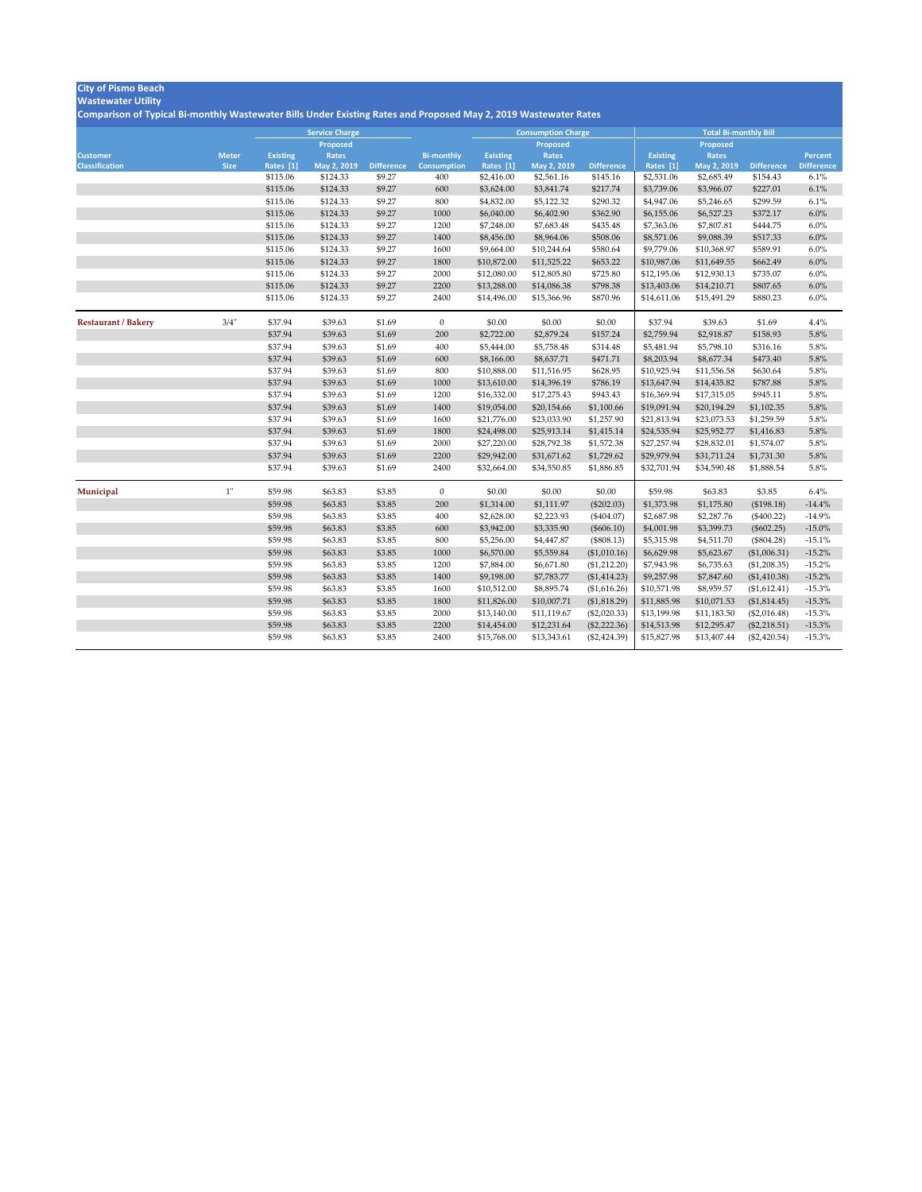**City of Pismo Beach**
**Wastewater Utility**
**Comparison of Typical Bi-monthly Wastewater Bills Under Existing Rates and Proposed May 2, 2019 Wastewater Rates**

| | | Service Charge | | | | Consumption Charge | | | Total Bi-monthly Bill | | | |
|---|---|---|---|---|---|---|---|---|---|---|---|---|
| Customer Classification | Meter Size | Existing Rates [1] | Proposed Rates May 2, 2019 | Difference | Bi-monthly Consumption | Existing Rates [1] | Proposed Rates May 2, 2019 | Difference | Existing Rates [1] | Proposed Rates May 2, 2019 | Difference | Percent Difference |
| | | $115.06 | $124.33 | $9.27 | 400 | $2,416.00 | $2,561.16 | $145.16 | $2,531.06 | $2,685.49 | $154.43 | 6.1% |
| | | $115.06 | $124.33 | $9.27 | 600 | $3,624.00 | $3,841.74 | $217.74 | $3,739.06 | $3,966.07 | $227.01 | 6.1% |
| | | $115.06 | $124.33 | $9.27 | 800 | $4,832.00 | $5,122.32 | $290.32 | $4,947.06 | $5,246.65 | $299.59 | 6.1% |
| | | $115.06 | $124.33 | $9.27 | 1000 | $6,040.00 | $6,402.90 | $362.90 | $6,155.06 | $6,527.23 | $372.17 | 6.0% |
| | | $115.06 | $124.33 | $9.27 | 1200 | $7,248.00 | $7,683.48 | $435.48 | $7,363.06 | $7,807.81 | $444.75 | 6.0% |
| | | $115.06 | $124.33 | $9.27 | 1400 | $8,456.00 | $8,964.06 | $508.06 | $8,571.06 | $9,088.39 | $517.33 | 6.0% |
| | | $115.06 | $124.33 | $9.27 | 1600 | $9,664.00 | $10,244.64 | $580.64 | $9,779.06 | $10,368.97 | $589.91 | 6.0% |
| | | $115.06 | $124.33 | $9.27 | 1800 | $10,872.00 | $11,525.22 | $653.22 | $10,987.06 | $11,649.55 | $662.49 | 6.0% |
| | | $115.06 | $124.33 | $9.27 | 2000 | $12,080.00 | $12,805.80 | $725.80 | $12,195.06 | $12,930.13 | $735.07 | 6.0% |
| | | $115.06 | $124.33 | $9.27 | 2200 | $13,288.00 | $14,086.38 | $798.38 | $13,403.06 | $14,210.71 | $807.65 | 6.0% |
| | | $115.06 | $124.33 | $9.27 | 2400 | $14,496.00 | $15,366.96 | $870.96 | $14,611.06 | $15,491.29 | $880.23 | 6.0% |
| **Restaurant / Bakery** | 3/4" | $37.94 | $39.63 | $1.69 | 0 | $0.00 | $0.00 | $0.00 | $37.94 | $39.63 | $1.69 | 4.4% |
| | | $37.94 | $39.63 | $1.69 | 200 | $2,722.00 | $2,879.24 | $157.24 | $2,759.94 | $2,918.87 | $158.93 | 5.8% |
| | | $37.94 | $39.63 | $1.69 | 400 | $5,444.00 | $5,758.48 | $314.48 | $5,481.94 | $5,798.10 | $316.16 | 5.8% |
| | | $37.94 | $39.63 | $1.69 | 600 | $8,166.00 | $8,637.71 | $471.71 | $8,203.94 | $8,677.34 | $473.40 | 5.8% |
| | | $37.94 | $39.63 | $1.69 | 800 | $10,888.00 | $11,516.95 | $628.95 | $10,925.94 | $11,556.58 | $630.64 | 5.8% |
| | | $37.94 | $39.63 | $1.69 | 1000 | $13,610.00 | $14,396.19 | $786.19 | $13,647.94 | $14,435.82 | $787.88 | 5.8% |
| | | $37.94 | $39.63 | $1.69 | 1200 | $16,332.00 | $17,275.43 | $943.43 | $16,369.94 | $17,315.05 | $945.11 | 5.8% |
| | | $37.94 | $39.63 | $1.69 | 1400 | $19,054.00 | $20,154.66 | $1,100.66 | $19,091.94 | $20,194.29 | $1,102.35 | 5.8% |
| | | $37.94 | $39.63 | $1.69 | 1600 | $21,776.00 | $23,033.90 | $1,257.90 | $21,813.94 | $23,073.53 | $1,259.59 | 5.8% |
| | | $37.94 | $39.63 | $1.69 | 1800 | $24,498.00 | $25,913.14 | $1,415.14 | $24,535.94 | $25,952.77 | $1,416.83 | 5.8% |
| | | $37.94 | $39.63 | $1.69 | 2000 | $27,220.00 | $28,792.38 | $1,572.38 | $27,257.94 | $28,832.01 | $1,574.07 | 5.8% |
| | | $37.94 | $39.63 | $1.69 | 2200 | $29,942.00 | $31,671.62 | $1,729.62 | $29,979.94 | $31,711.24 | $1,731.30 | 5.8% |
| | | $37.94 | $39.63 | $1.69 | 2400 | $32,664.00 | $34,550.85 | $1,886.85 | $32,701.94 | $34,590.48 | $1,888.54 | 5.8% |
| **Municipal** | 1" | $59.98 | $63.83 | $3.85 | 0 | $0.00 | $0.00 | $0.00 | $59.98 | $63.83 | $3.85 | 6.4% |
| | | $59.98 | $63.83 | $3.85 | 200 | $1,314.00 | $1,111.97 | ($202.03) | $1,373.98 | $1,175.80 | ($198.18) | -14.4% |
| | | $59.98 | $63.83 | $3.85 | 400 | $2,628.00 | $2,223.93 | ($404.07) | $2,687.98 | $2,287.76 | ($400.22) | -14.9% |
| | | $59.98 | $63.83 | $3.85 | 600 | $3,942.00 | $3,335.90 | ($606.10) | $4,001.98 | $3,399.73 | ($602.25) | -15.0% |
| | | $59.98 | $63.83 | $3.85 | 800 | $5,256.00 | $4,447.87 | ($808.13) | $5,315.98 | $4,511.70 | ($804.28) | -15.1% |
| | | $59.98 | $63.83 | $3.85 | 1000 | $6,570.00 | $5,559.84 | ($1,010.16) | $6,629.98 | $5,623.67 | ($1,006.31) | -15.2% |
| | | $59.98 | $63.83 | $3.85 | 1200 | $7,884.00 | $6,671.80 | ($1,212.20) | $7,943.98 | $6,735.63 | ($1,208.35) | -15.2% |
| | | $59.98 | $63.83 | $3.85 | 1400 | $9,198.00 | $7,783.77 | ($1,414.23) | $9,257.98 | $7,847.60 | ($1,410.38) | -15.2% |
| | | $59.98 | $63.83 | $3.85 | 1600 | $10,512.00 | $8,895.74 | ($1,616.26) | $10,571.98 | $8,959.57 | ($1,612.41) | -15.3% |
| | | $59.98 | $63.83 | $3.85 | 1800 | $11,826.00 | $10,007.71 | ($1,818.29) | $11,885.98 | $10,071.53 | ($1,814.45) | -15.3% |
| | | $59.98 | $63.83 | $3.85 | 2000 | $13,140.00 | $11,119.67 | ($2,020.33) | $13,199.98 | $11,183.50 | ($2,016.48) | -15.3% |
| | | $59.98 | $63.83 | $3.85 | 2200 | $14,454.00 | $12,231.64 | ($2,222.36) | $14,513.98 | $12,295.47 | ($2,218.51) | -15.3% |
| | | $59.98 | $63.83 | $3.85 | 2400 | $15,768.00 | $13,343.61 | ($2,424.39) | $15,827.98 | $13,407.44 | ($2,420.54) | -15.3% |